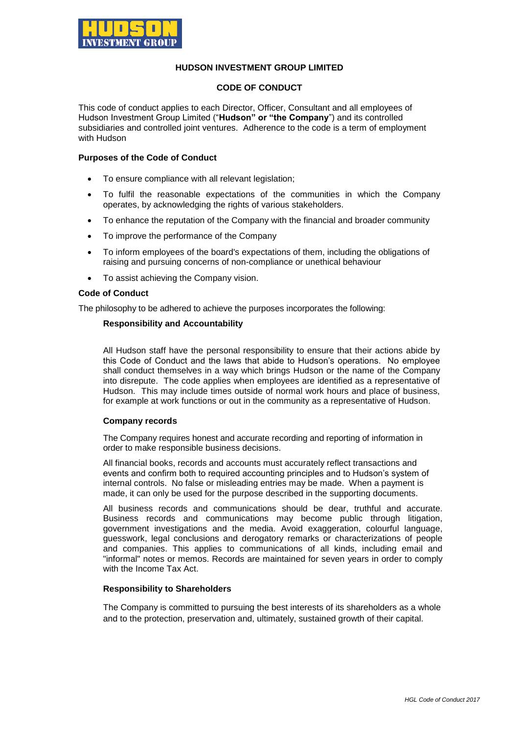HUDSON INVESTMENT GROUP

# HUDSON INVESTMENT GROUP LIMITED

## CODE OF CONDUCT

This code of conduct applies to each Director, Officer, Consultant and all employees of Hudson Investment Group Limited ("**Hudson" or "the Company**") and its controlled subsidiaries and controlled joint ventures. Adherence to the code is a term of employment with Hudson

### Purposes of the Code of Conduct

- To ensure compliance with all relevant legislation;
- To fulfil the reasonable expectations of the communities in which the Company operates, by acknowledging the rights of various stakeholders.
- To enhance the reputation of the Company with the financial and broader community
- To improve the performance of the Company
- To inform employees of the board's expectations of them, including the obligations of raising and pursuing concerns of non-compliance or unethical behaviour
- To assist achieving the Company vision.

### Code of Conduct

The philosophy to be adhered to achieve the purposes incorporates the following:

#### Responsibility and Accountability

All Hudson staff have the personal responsibility to ensure that their actions abide by this Code of Conduct and the laws that abide to Hudson's operations. No employee shall conduct themselves in a way which brings Hudson or the name of the Company into disrepute. The code applies when employees are identified as a representative of Hudson. This may include times outside of normal work hours and place of business, for example at work functions or out in the community as a representative of Hudson.

#### Company records

The Company requires honest and accurate recording and reporting of information in order to make responsible business decisions.

All financial books, records and accounts must accurately reflect transactions and events and confirm both to required accounting principles and to Hudson's system of internal controls. No false or misleading entries may be made. When a payment is made, it can only be used for the purpose described in the supporting documents.

All business records and communications should be dear, truthful and accurate. Business records and communications may become public through litigation, government investigations and the media. Avoid exaggeration, colourful language, guesswork, legal conclusions and derogatory remarks or characterizations of people and companies. This applies to communications of all kinds, including email and "informal" notes or memos. Records are maintained for seven years in order to comply with the Income Tax Act.

#### Responsibility to Shareholders

The Company is committed to pursuing the best interests of its shareholders as a whole and to the protection, preservation and, ultimately, sustained growth of their capital.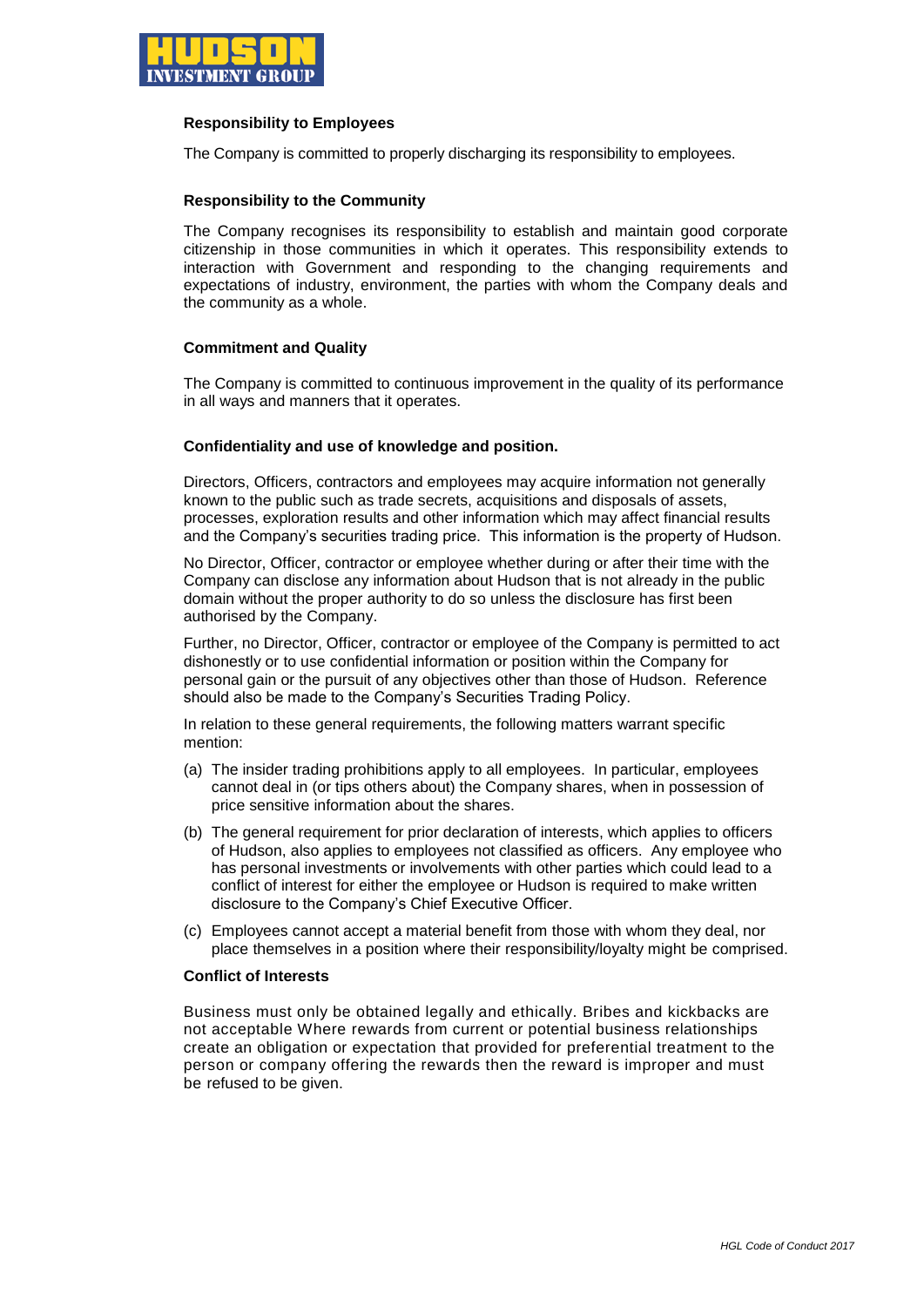**Responsibility to Employees**

The Company is committed to properly discharging its responsibility to employees.

**Responsibility to the Community**

The Company recognises its responsibility to establish and maintain good corporate citizenship in those communities in which it operates. This responsibility extends to interaction with Government and responding to the changing requirements and expectations of industry, environment, the parties with whom the Company deals and the community as a whole.

**Commitment and Quality**

The Company is committed to continuous improvement in the quality of its performance in all ways and manners that it operates.

**Confidentiality and use of knowledge and position.**

Directors, Officers, contractors and employees may acquire information not generally known to the public such as trade secrets, acquisitions and disposals of assets, processes, exploration results and other information which may affect financial results and the Company's securities trading price. This information is the property of Hudson.

No Director, Officer, contractor or employee whether during or after their time with the Company can disclose any information about Hudson that is not already in the public domain without the proper authority to do so unless the disclosure has first been authorised by the Company.

Further, no Director, Officer, contractor or employee of the Company is permitted to act dishonestly or to use confidential information or position within the Company for personal gain or the pursuit of any objectives other than those of Hudson. Reference should also be made to the Company's Securities Trading Policy.

In relation to these general requirements, the following matters warrant specific mention:

(a) The insider trading prohibitions apply to all employees. In particular, employees cannot deal in (or tips others about) the Company shares, when in possession of price sensitive information about the shares.

(b) The general requirement for prior declaration of interests, which applies to officers of Hudson, also applies to employees not classified as officers. Any employee who has personal investments or involvements with other parties which could lead to a conflict of interest for either the employee or Hudson is required to make written disclosure to the Company's Chief Executive Officer.

(c) Employees cannot accept a material benefit from those with whom they deal, nor place themselves in a position where their responsibility/loyalty might be comprised.

**Conflict of Interests**

Business must only be obtained legally and ethically. Bribes and kickbacks are not acceptable Where rewards from current or potential business relationships create an obligation or expectation that provided for preferential treatment to the person or company offering the rewards then the reward is improper and must be refused to be given.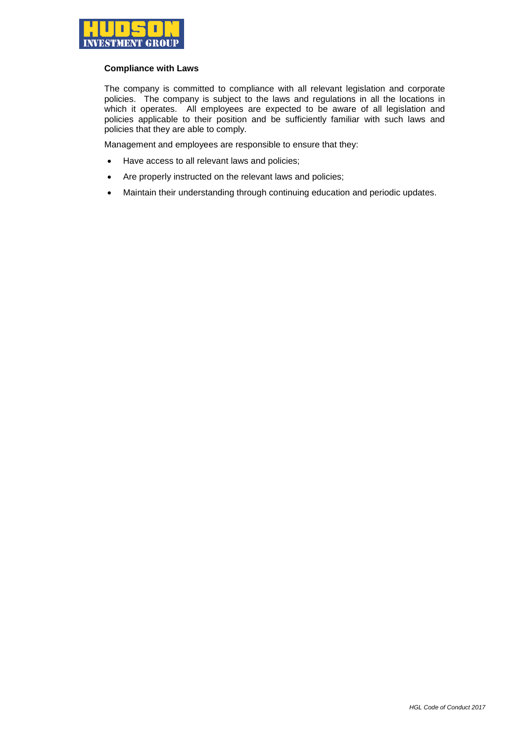**Compliance with Laws**

The company is committed to compliance with all relevant legislation and corporate policies. The company is subject to the laws and regulations in all the locations in which it operates. All employees are expected to be aware of all legislation and policies applicable to their position and be sufficiently familiar with such laws and policies that they are able to comply.

Management and employees are responsible to ensure that they:

- Have access to all relevant laws and policies;
- Are properly instructed on the relevant laws and policies;
- Maintain their understanding through continuing education and periodic updates.